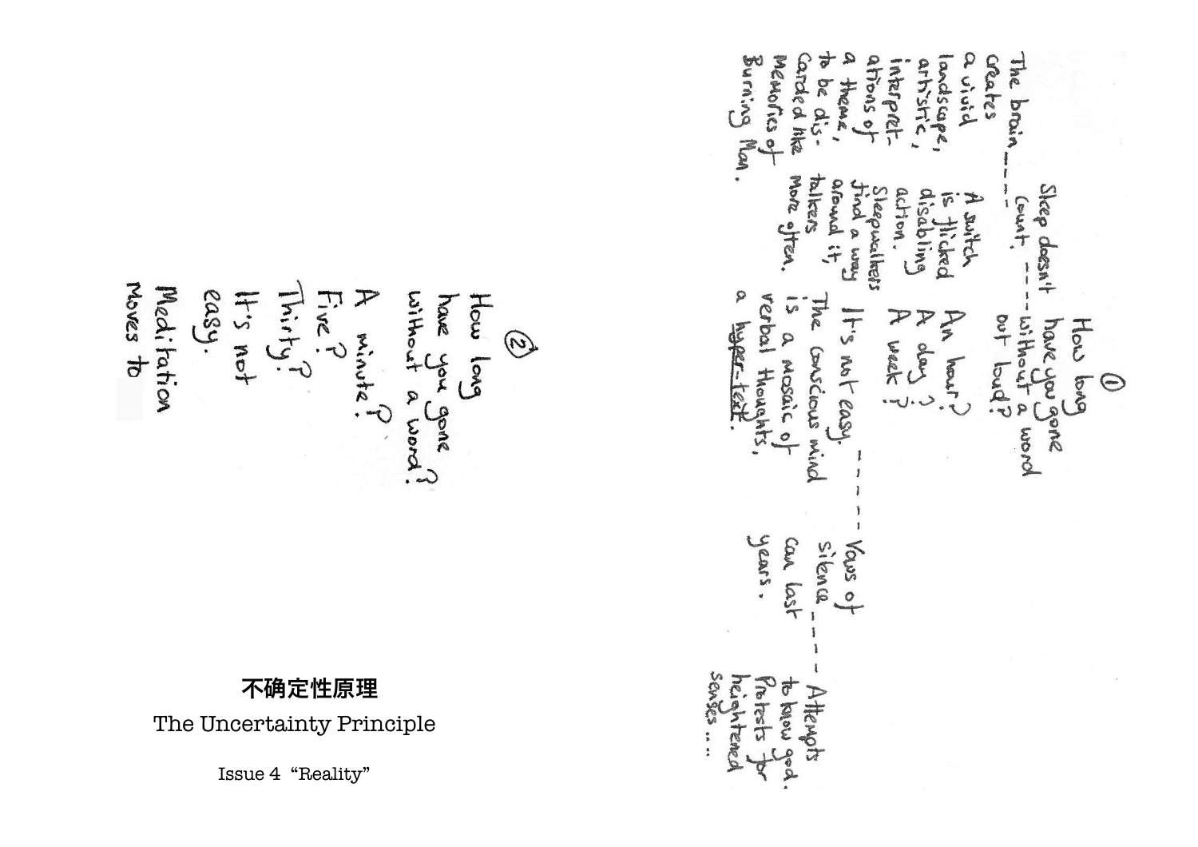# 不确定性原理

## The Uncertainty Principle

Issue 4 "Reality"

②

How long
have you gone
without a word?

A minute?
Five?
Thirty?
It's not
easy.
Meditation
Moves to

①

How long
have you gone
without a word
out loud?

Sleep doesn't
count, ---

A switch
is flicked
disabling
action.
Sleepwalkers
find a way
around it,
talkers
more often.

The brain----
creates
a vivid
landscape,
artistic,
interpret-
ations of
a theme,
to be dis-
carded like
Memories of
Burning Man.

An hour?
A day?
A week?

It's not easy. -------

The conscious mind
is a mosaic of
verbal thoughts,
a hyper-text.

Vows of
silence ----
can last
years.

Attempts
to know god.
Protests for
heightened
senses ...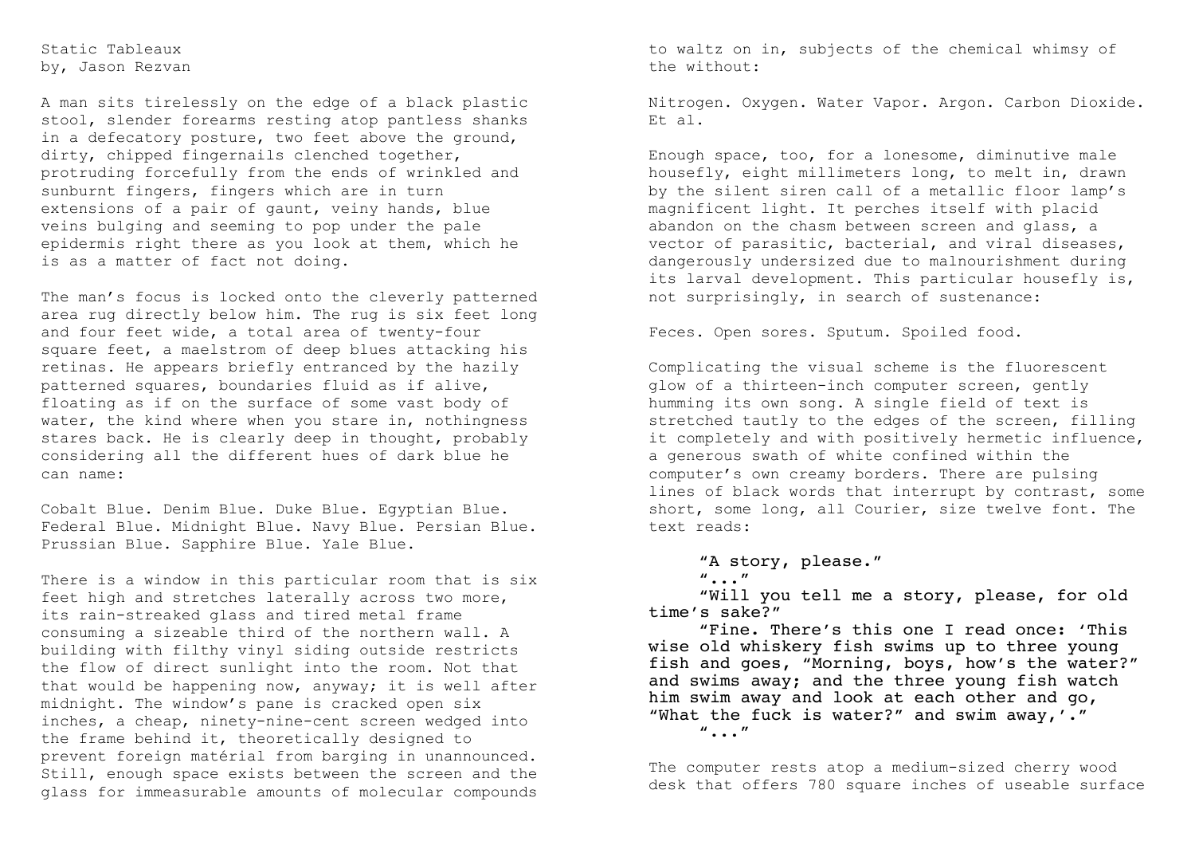Static Tableaux
by, Jason Rezvan

A man sits tirelessly on the edge of a black plastic stool, slender forearms resting atop pantless shanks in a defecatory posture, two feet above the ground, dirty, chipped fingernails clenched together, protruding forcefully from the ends of wrinkled and sunburnt fingers, fingers which are in turn extensions of a pair of gaunt, veiny hands, blue veins bulging and seeming to pop under the pale epidermis right there as you look at them, which he is as a matter of fact not doing.

The man's focus is locked onto the cleverly patterned area rug directly below him. The rug is six feet long and four feet wide, a total area of twenty-four square feet, a maelstrom of deep blues attacking his retinas. He appears briefly entranced by the hazily patterned squares, boundaries fluid as if alive, floating as if on the surface of some vast body of water, the kind where when you stare in, nothingness stares back. He is clearly deep in thought, probably considering all the different hues of dark blue he can name:

Cobalt Blue. Denim Blue. Duke Blue. Egyptian Blue. Federal Blue. Midnight Blue. Navy Blue. Persian Blue. Prussian Blue. Sapphire Blue. Yale Blue.

There is a window in this particular room that is six feet high and stretches laterally across two more, its rain-streaked glass and tired metal frame consuming a sizeable third of the northern wall. A building with filthy vinyl siding outside restricts the flow of direct sunlight into the room. Not that that would be happening now, anyway; it is well after midnight. The window's pane is cracked open six inches, a cheap, ninety-nine-cent screen wedged into the frame behind it, theoretically designed to prevent foreign matérial from barging in unannounced. Still, enough space exists between the screen and the glass for immeasurable amounts of molecular compounds to waltz on in, subjects of the chemical whimsy of the without:

Nitrogen. Oxygen. Water Vapor. Argon. Carbon Dioxide. Et al.

Enough space, too, for a lonesome, diminutive male housefly, eight millimeters long, to melt in, drawn by the silent siren call of a metallic floor lamp's magnificent light. It perches itself with placid abandon on the chasm between screen and glass, a vector of parasitic, bacterial, and viral diseases, dangerously undersized due to malnourishment during its larval development. This particular housefly is, not surprisingly, in search of sustenance:

Feces. Open sores. Sputum. Spoiled food.

Complicating the visual scheme is the fluorescent glow of a thirteen-inch computer screen, gently humming its own song. A single field of text is stretched tautly to the edges of the screen, filling it completely and with positively hermetic influence, a generous swath of white confined within the computer's own creamy borders. There are pulsing lines of black words that interrupt by contrast, some short, some long, all Courier, size twelve font. The text reads:

> "A story, please."
> "..."
> "Will you tell me a story, please, for old time's sake?"
> "Fine. There's this one I read once: 'This wise old whiskery fish swims up to three young fish and goes, "Morning, boys, how's the water?" and swims away; and the three young fish watch him swim away and look at each other and go, "What the fuck is water?" and swim away,'."
> "..."

The computer rests atop a medium-sized cherry wood desk that offers 780 square inches of useable surface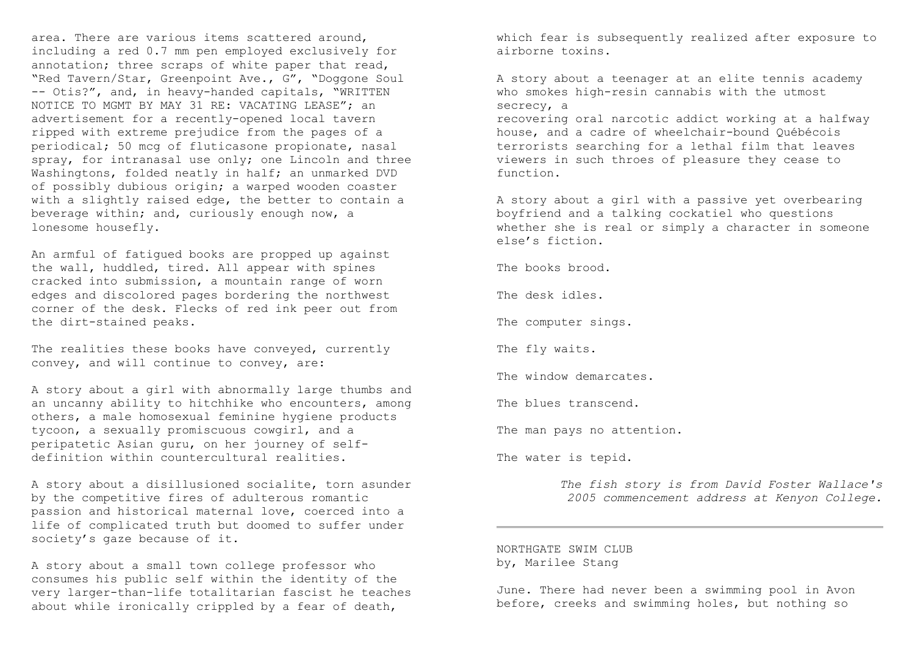area. There are various items scattered around, including a red 0.7 mm pen employed exclusively for annotation; three scraps of white paper that read, "Red Tavern/Star, Greenpoint Ave., G", "Doggone Soul -- Otis?", and, in heavy-handed capitals, "WRITTEN NOTICE TO MGMT BY MAY 31 RE: VACATING LEASE"; an advertisement for a recently-opened local tavern ripped with extreme prejudice from the pages of a periodical; 50 mcg of fluticasone propionate, nasal spray, for intranasal use only; one Lincoln and three Washingtons, folded neatly in half; an unmarked DVD of possibly dubious origin; a warped wooden coaster with a slightly raised edge, the better to contain a beverage within; and, curiously enough now, a lonesome housefly.

An armful of fatigued books are propped up against the wall, huddled, tired. All appear with spines cracked into submission, a mountain range of worn edges and discolored pages bordering the northwest corner of the desk. Flecks of red ink peer out from the dirt-stained peaks.

The realities these books have conveyed, currently convey, and will continue to convey, are:

A story about a girl with abnormally large thumbs and an uncanny ability to hitchhike who encounters, among others, a male homosexual feminine hygiene products tycoon, a sexually promiscuous cowgirl, and a peripatetic Asian guru, on her journey of self-definition within countercultural realities.

A story about a disillusioned socialite, torn asunder by the competitive fires of adulterous romantic passion and historical maternal love, coerced into a life of complicated truth but doomed to suffer under society's gaze because of it.

A story about a small town college professor who consumes his public self within the identity of the very larger-than-life totalitarian fascist he teaches about while ironically crippled by a fear of death, which fear is subsequently realized after exposure to airborne toxins.

A story about a teenager at an elite tennis academy who smokes high-resin cannabis with the utmost secrecy, a
recovering oral narcotic addict working at a halfway house, and a cadre of wheelchair-bound Québécois terrorists searching for a lethal film that leaves viewers in such throes of pleasure they cease to function.

A story about a girl with a passive yet overbearing boyfriend and a talking cockatiel who questions whether she is real or simply a character in someone else's fiction.

The books brood.

The desk idles.

The computer sings.

The fly waits.

The window demarcates.

The blues transcend.

The man pays no attention.

The water is tepid.

*The fish story is from David Foster Wallace's 2005 commencement address at Kenyon College.*

---

NORTHGATE SWIM CLUB
by, Marilee Stang

June. There had never been a swimming pool in Avon before, creeks and swimming holes, but nothing so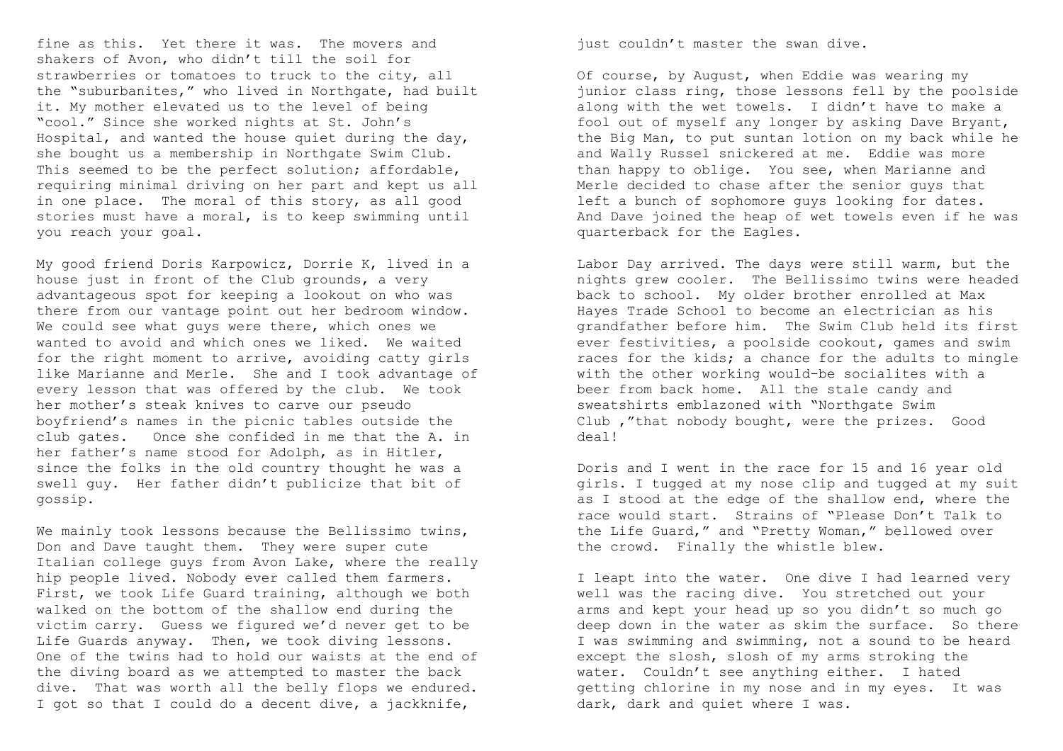fine as this. Yet there it was. The movers and shakers of Avon, who didn't till the soil for strawberries or tomatoes to truck to the city, all the "suburbanites," who lived in Northgate, had built it. My mother elevated us to the level of being "cool." Since she worked nights at St. John's Hospital, and wanted the house quiet during the day, she bought us a membership in Northgate Swim Club. This seemed to be the perfect solution; affordable, requiring minimal driving on her part and kept us all in one place. The moral of this story, as all good stories must have a moral, is to keep swimming until you reach your goal.

My good friend Doris Karpowicz, Dorrie K, lived in a house just in front of the Club grounds, a very advantageous spot for keeping a lookout on who was there from our vantage point out her bedroom window. We could see what guys were there, which ones we wanted to avoid and which ones we liked. We waited for the right moment to arrive, avoiding catty girls like Marianne and Merle. She and I took advantage of every lesson that was offered by the club. We took her mother's steak knives to carve our pseudo boyfriend's names in the picnic tables outside the club gates. Once she confided in me that the A. in her father's name stood for Adolph, as in Hitler, since the folks in the old country thought he was a swell guy. Her father didn't publicize that bit of gossip.

We mainly took lessons because the Bellissimo twins, Don and Dave taught them. They were super cute Italian college guys from Avon Lake, where the really hip people lived. Nobody ever called them farmers. First, we took Life Guard training, although we both walked on the bottom of the shallow end during the victim carry. Guess we figured we'd never get to be Life Guards anyway. Then, we took diving lessons. One of the twins had to hold our waists at the end of the diving board as we attempted to master the back dive. That was worth all the belly flops we endured. I got so that I could do a decent dive, a jackknife, just couldn't master the swan dive.

Of course, by August, when Eddie was wearing my junior class ring, those lessons fell by the poolside along with the wet towels. I didn't have to make a fool out of myself any longer by asking Dave Bryant, the Big Man, to put suntan lotion on my back while he and Wally Russel snickered at me. Eddie was more than happy to oblige. You see, when Marianne and Merle decided to chase after the senior guys that left a bunch of sophomore guys looking for dates. And Dave joined the heap of wet towels even if he was quarterback for the Eagles.

Labor Day arrived. The days were still warm, but the nights grew cooler. The Bellissimo twins were headed back to school. My older brother enrolled at Max Hayes Trade School to become an electrician as his grandfather before him. The Swim Club held its first ever festivities, a poolside cookout, games and swim races for the kids; a chance for the adults to mingle with the other working would-be socialites with a beer from back home. All the stale candy and sweatshirts emblazoned with "Northgate Swim Club ,"that nobody bought, were the prizes. Good deal!

Doris and I went in the race for 15 and 16 year old girls. I tugged at my nose clip and tugged at my suit as I stood at the edge of the shallow end, where the race would start. Strains of "Please Don't Talk to the Life Guard," and "Pretty Woman," bellowed over the crowd. Finally the whistle blew.

I leapt into the water. One dive I had learned very well was the racing dive. You stretched out your arms and kept your head up so you didn't so much go deep down in the water as skim the surface. So there I was swimming and swimming, not a sound to be heard except the slosh, slosh of my arms stroking the water. Couldn't see anything either. I hated getting chlorine in my nose and in my eyes. It was dark, dark and quiet where I was.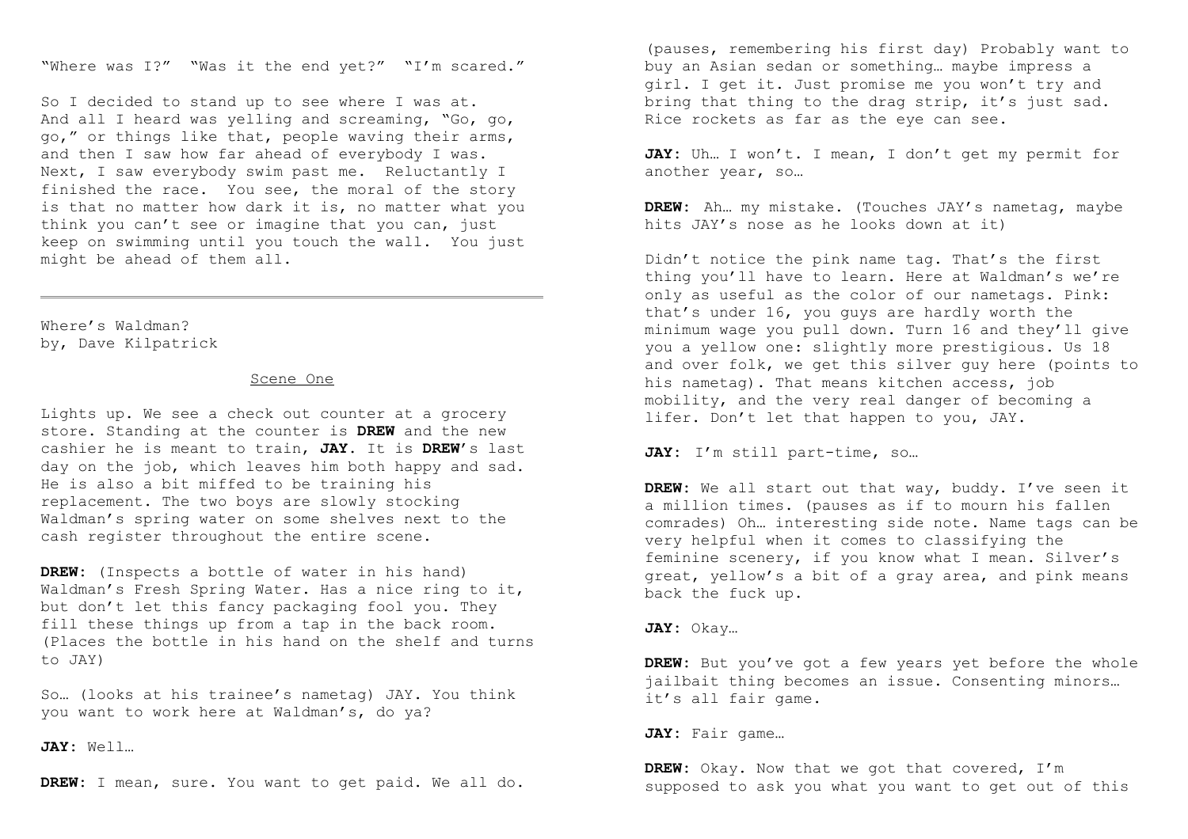"Where was I?" "Was it the end yet?" "I'm scared."

So I decided to stand up to see where I was at. And all I heard was yelling and screaming, "Go, go, go," or things like that, people waving their arms, and then I saw how far ahead of everybody I was. Next, I saw everybody swim past me. Reluctantly I finished the race. You see, the moral of the story is that no matter how dark it is, no matter what you think you can't see or imagine that you can, just keep on swimming until you touch the wall. You just might be ahead of them all.

---

Where's Waldman?
by, Dave Kilpatrick

Scene One

Lights up. We see a check out counter at a grocery store. Standing at the counter is **DREW** and the new cashier he is meant to train, **JAY**. It is **DREW**'s last day on the job, which leaves him both happy and sad. He is also a bit miffed to be training his replacement. The two boys are slowly stocking Waldman's spring water on some shelves next to the cash register throughout the entire scene.

**DREW**: (Inspects a bottle of water in his hand) Waldman's Fresh Spring Water. Has a nice ring to it, but don't let this fancy packaging fool you. They fill these things up from a tap in the back room. (Places the bottle in his hand on the shelf and turns to JAY)

So… (looks at his trainee's nametag) JAY. You think you want to work here at Waldman's, do ya?

**JAY**: Well…

**DREW**: I mean, sure. You want to get paid. We all do. (pauses, remembering his first day) Probably want to buy an Asian sedan or something… maybe impress a girl. I get it. Just promise me you won't try and bring that thing to the drag strip, it's just sad. Rice rockets as far as the eye can see.

**JAY**: Uh… I won't. I mean, I don't get my permit for another year, so…

**DREW**: Ah… my mistake. (Touches JAY's nametag, maybe hits JAY's nose as he looks down at it)

Didn't notice the pink name tag. That's the first thing you'll have to learn. Here at Waldman's we're only as useful as the color of our nametags. Pink: that's under 16, you guys are hardly worth the minimum wage you pull down. Turn 16 and they'll give you a yellow one: slightly more prestigious. Us 18 and over folk, we get this silver guy here (points to his nametag). That means kitchen access, job mobility, and the very real danger of becoming a lifer. Don't let that happen to you, JAY.

**JAY**: I'm still part-time, so…

**DREW**: We all start out that way, buddy. I've seen it a million times. (pauses as if to mourn his fallen comrades) Oh… interesting side note. Name tags can be very helpful when it comes to classifying the feminine scenery, if you know what I mean. Silver's great, yellow's a bit of a gray area, and pink means back the fuck up.

**JAY**: Okay…

**DREW**: But you've got a few years yet before the whole jailbait thing becomes an issue. Consenting minors… it's all fair game.

**JAY**: Fair game…

**DREW**: Okay. Now that we got that covered, I'm supposed to ask you what you want to get out of this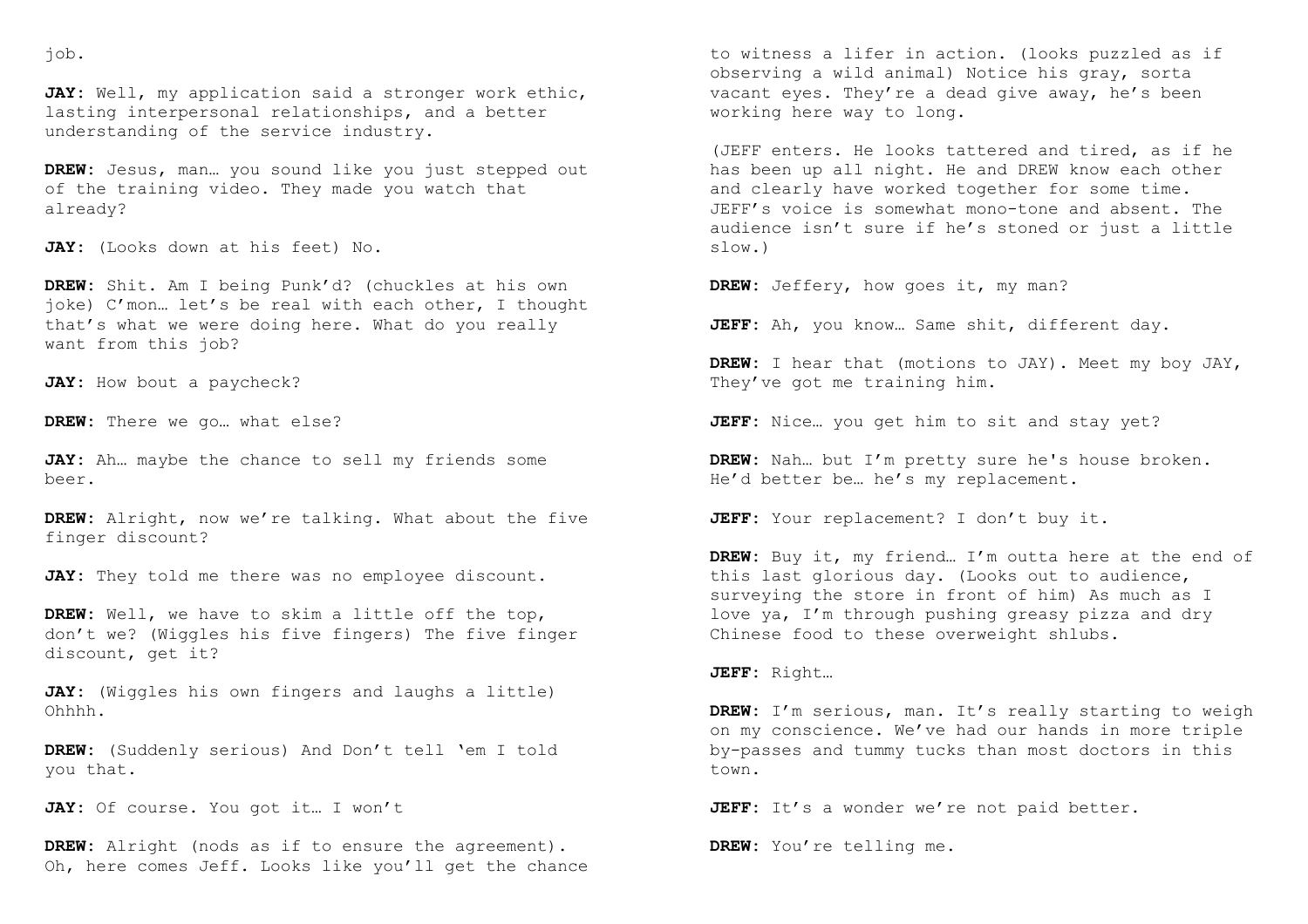job.

**JAY**: Well, my application said a stronger work ethic, lasting interpersonal relationships, and a better understanding of the service industry.

**DREW**: Jesus, man… you sound like you just stepped out of the training video. They made you watch that already?

**JAY**: (Looks down at his feet) No.

**DREW**: Shit. Am I being Punk'd? (chuckles at his own joke) C'mon… let's be real with each other, I thought that's what we were doing here. What do you really want from this job?

**JAY**: How bout a paycheck?

**DREW**: There we go… what else?

**JAY**: Ah… maybe the chance to sell my friends some beer.

**DREW**: Alright, now we're talking. What about the five finger discount?

**JAY**: They told me there was no employee discount.

**DREW**: Well, we have to skim a little off the top, don't we? (Wiggles his five fingers) The five finger discount, get it?

**JAY**: (Wiggles his own fingers and laughs a little) Ohhhh.

**DREW**: (Suddenly serious) And Don't tell 'em I told you that.

**JAY**: Of course. You got it… I won't

**DREW**: Alright (nods as if to ensure the agreement). Oh, here comes Jeff. Looks like you'll get the chance to witness a lifer in action. (looks puzzled as if observing a wild animal) Notice his gray, sorta vacant eyes. They're a dead give away, he's been working here way to long.

(JEFF enters. He looks tattered and tired, as if he has been up all night. He and DREW know each other and clearly have worked together for some time. JEFF's voice is somewhat mono-tone and absent. The audience isn't sure if he's stoned or just a little slow.)

**DREW**: Jeffery, how goes it, my man?

**JEFF**: Ah, you know… Same shit, different day.

**DREW**: I hear that (motions to JAY). Meet my boy JAY, They've got me training him.

**JEFF**: Nice… you get him to sit and stay yet?

**DREW**: Nah… but I'm pretty sure he's house broken. He'd better be… he's my replacement.

**JEFF**: Your replacement? I don't buy it.

**DREW**: Buy it, my friend… I'm outta here at the end of this last glorious day. (Looks out to audience, surveying the store in front of him) As much as I love ya, I'm through pushing greasy pizza and dry Chinese food to these overweight shlubs.

**JEFF**: Right…

**DREW**: I'm serious, man. It's really starting to weigh on my conscience. We've had our hands in more triple by-passes and tummy tucks than most doctors in this town.

**JEFF**: It's a wonder we're not paid better.

**DREW**: You're telling me.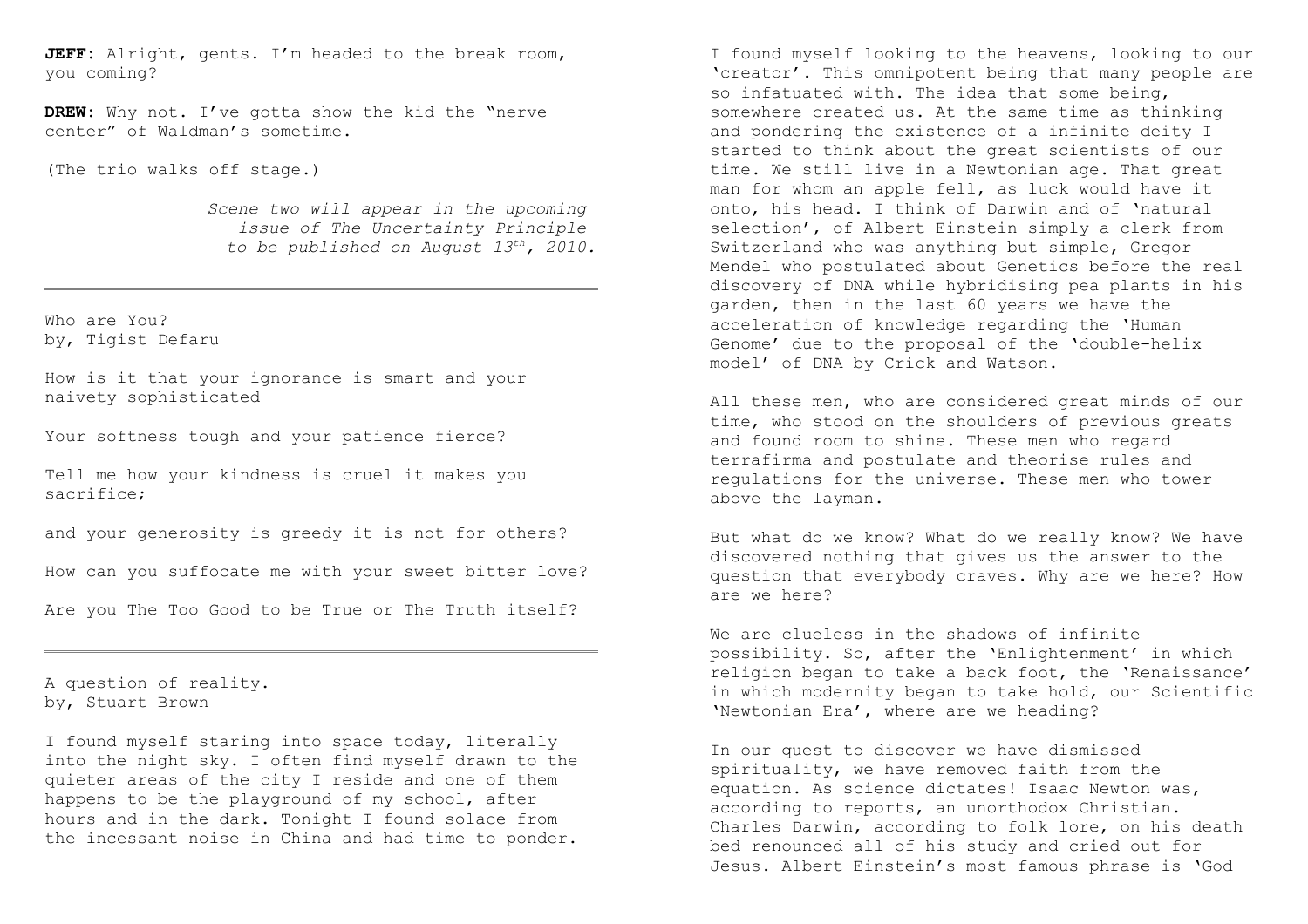**JEFF**: Alright, gents. I'm headed to the break room, you coming?

**DREW**: Why not. I've gotta show the kid the "nerve center" of Waldman's sometime.

(The trio walks off stage.)

*Scene two will appear in the upcoming issue of The Uncertainty Principle to be published on August 13th, 2010.*

---

## Who are You?

by, Tigist Defaru

How is it that your ignorance is smart and your naivety sophisticated

Your softness tough and your patience fierce?

Tell me how your kindness is cruel it makes you sacrifice;

and your generosity is greedy it is not for others?

How can you suffocate me with your sweet bitter love?

Are you The Too Good to be True or The Truth itself?

---

## A question of reality.

by, Stuart Brown

I found myself staring into space today, literally into the night sky. I often find myself drawn to the quieter areas of the city I reside and one of them happens to be the playground of my school, after hours and in the dark. Tonight I found solace from the incessant noise in China and had time to ponder.

I found myself looking to the heavens, looking to our 'creator'. This omnipotent being that many people are so infatuated with. The idea that some being, somewhere created us. At the same time as thinking and pondering the existence of a infinite deity I started to think about the great scientists of our time. We still live in a Newtonian age. That great man for whom an apple fell, as luck would have it onto, his head. I think of Darwin and of 'natural selection', of Albert Einstein simply a clerk from Switzerland who was anything but simple, Gregor Mendel who postulated about Genetics before the real discovery of DNA while hybridising pea plants in his garden, then in the last 60 years we have the acceleration of knowledge regarding the 'Human Genome' due to the proposal of the 'double-helix model' of DNA by Crick and Watson.

All these men, who are considered great minds of our time, who stood on the shoulders of previous greats and found room to shine. These men who regard terrafirma and postulate and theorise rules and regulations for the universe. These men who tower above the layman.

But what do we know? What do we really know? We have discovered nothing that gives us the answer to the question that everybody craves. Why are we here? How are we here?

We are clueless in the shadows of infinite possibility. So, after the 'Enlightenment' in which religion began to take a back foot, the 'Renaissance' in which modernity began to take hold, our Scientific 'Newtonian Era', where are we heading?

In our quest to discover we have dismissed spirituality, we have removed faith from the equation. As science dictates! Isaac Newton was, according to reports, an unorthodox Christian. Charles Darwin, according to folk lore, on his death bed renounced all of his study and cried out for Jesus. Albert Einstein's most famous phrase is 'God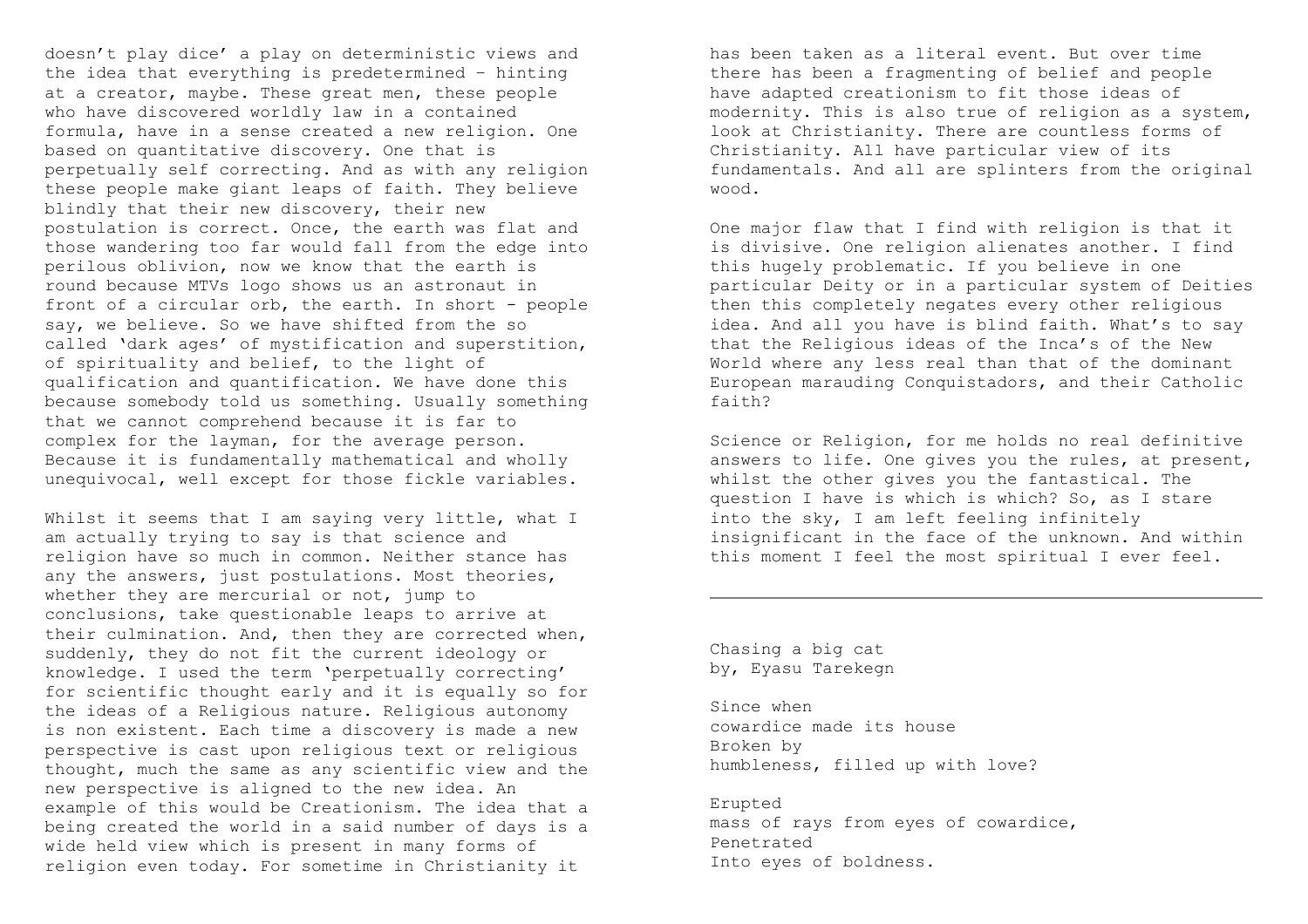doesn't play dice' a play on deterministic views and the idea that everything is predetermined - hinting at a creator, maybe. These great men, these people who have discovered worldly law in a contained formula, have in a sense created a new religion. One based on quantitative discovery. One that is perpetually self correcting. And as with any religion these people make giant leaps of faith. They believe blindly that their new discovery, their new postulation is correct. Once, the earth was flat and those wandering too far would fall from the edge into perilous oblivion, now we know that the earth is round because MTVs logo shows us an astronaut in front of a circular orb, the earth. In short - people say, we believe. So we have shifted from the so called 'dark ages' of mystification and superstition, of spirituality and belief, to the light of qualification and quantification. We have done this because somebody told us something. Usually something that we cannot comprehend because it is far to complex for the layman, for the average person. Because it is fundamentally mathematical and wholly unequivocal, well except for those fickle variables.

Whilst it seems that I am saying very little, what I am actually trying to say is that science and religion have so much in common. Neither stance has any the answers, just postulations. Most theories, whether they are mercurial or not, jump to conclusions, take questionable leaps to arrive at their culmination. And, then they are corrected when, suddenly, they do not fit the current ideology or knowledge. I used the term 'perpetually correcting' for scientific thought early and it is equally so for the ideas of a Religious nature. Religious autonomy is non existent. Each time a discovery is made a new perspective is cast upon religious text or religious thought, much the same as any scientific view and the new perspective is aligned to the new idea. An example of this would be Creationism. The idea that a being created the world in a said number of days is a wide held view which is present in many forms of religion even today. For sometime in Christianity it has been taken as a literal event. But over time there has been a fragmenting of belief and people have adapted creationism to fit those ideas of modernity. This is also true of religion as a system, look at Christianity. There are countless forms of Christianity. All have particular view of its fundamentals. And all are splinters from the original wood.

One major flaw that I find with religion is that it is divisive. One religion alienates another. I find this hugely problematic. If you believe in one particular Deity or in a particular system of Deities then this completely negates every other religious idea. And all you have is blind faith. What's to say that the Religious ideas of the Inca's of the New World where any less real than that of the dominant European marauding Conquistadors, and their Catholic faith?

Science or Religion, for me holds no real definitive answers to life. One gives you the rules, at present, whilst the other gives you the fantastical. The question I have is which is which? So, as I stare into the sky, I am left feeling infinitely insignificant in the face of the unknown. And within this moment I feel the most spiritual I ever feel.

---

Chasing a big cat
by, Eyasu Tarekegn

Since when
cowardice made its house
Broken by
humbleness, filled up with love?

Erupted
mass of rays from eyes of cowardice,
Penetrated
Into eyes of boldness.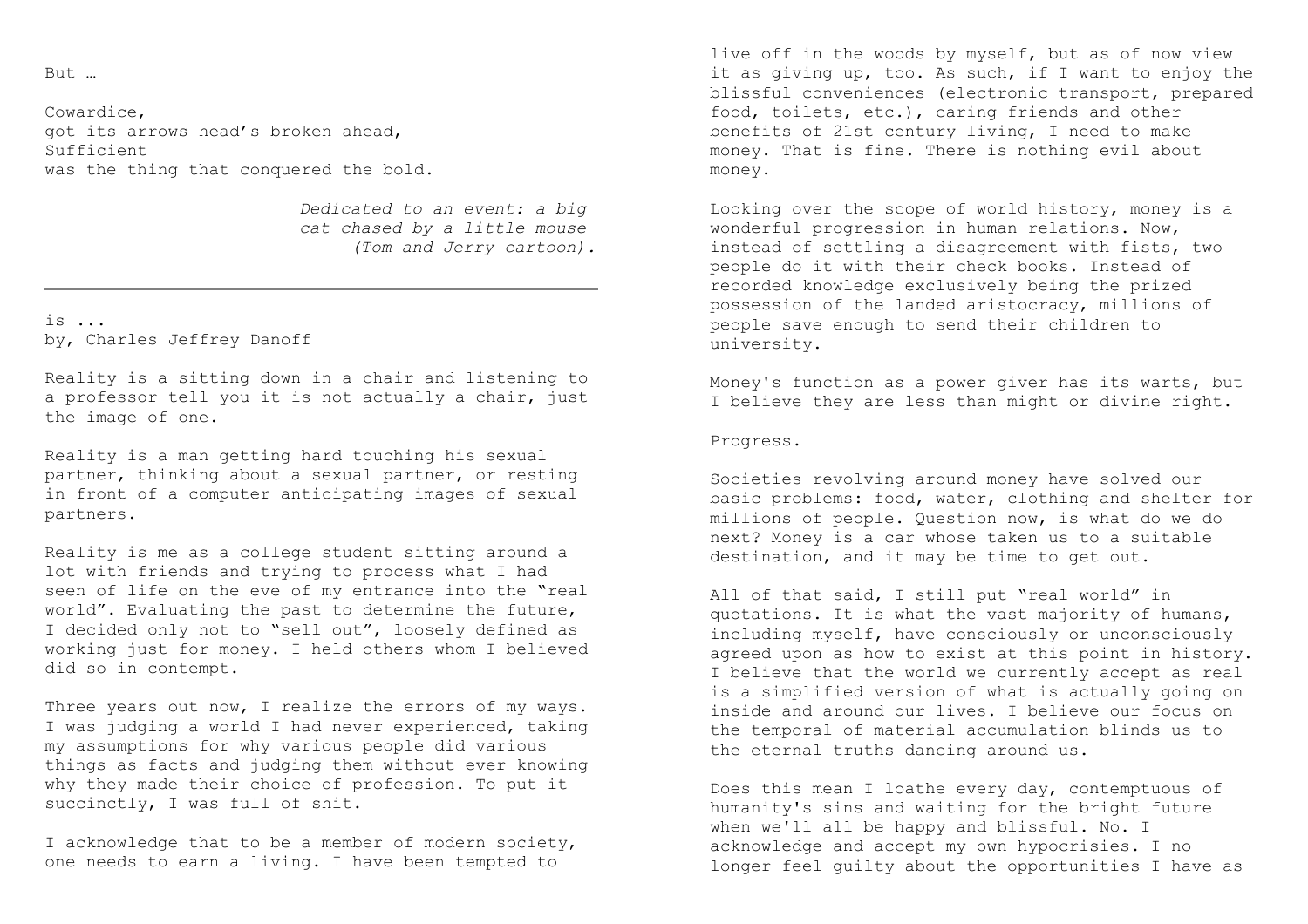But …

Cowardice,
got its arrows head's broken ahead,
Sufficient
was the thing that conquered the bold.

*Dedicated to an event: a big cat chased by a little mouse (Tom and Jerry cartoon).*

---

is ...
by, Charles Jeffrey Danoff

Reality is a sitting down in a chair and listening to a professor tell you it is not actually a chair, just the image of one.

Reality is a man getting hard touching his sexual partner, thinking about a sexual partner, or resting in front of a computer anticipating images of sexual partners.

Reality is me as a college student sitting around a lot with friends and trying to process what I had seen of life on the eve of my entrance into the "real world". Evaluating the past to determine the future, I decided only not to "sell out", loosely defined as working just for money. I held others whom I believed did so in contempt.

Three years out now, I realize the errors of my ways. I was judging a world I had never experienced, taking my assumptions for why various people did various things as facts and judging them without ever knowing why they made their choice of profession. To put it succinctly, I was full of shit.

I acknowledge that to be a member of modern society, one needs to earn a living. I have been tempted to live off in the woods by myself, but as of now view it as giving up, too. As such, if I want to enjoy the blissful conveniences (electronic transport, prepared food, toilets, etc.), caring friends and other benefits of 21st century living, I need to make money. That is fine. There is nothing evil about money.

Looking over the scope of world history, money is a wonderful progression in human relations. Now, instead of settling a disagreement with fists, two people do it with their check books. Instead of recorded knowledge exclusively being the prized possession of the landed aristocracy, millions of people save enough to send their children to university.

Money's function as a power giver has its warts, but I believe they are less than might or divine right.

Progress.

Societies revolving around money have solved our basic problems: food, water, clothing and shelter for millions of people. Question now, is what do we do next? Money is a car whose taken us to a suitable destination, and it may be time to get out.

All of that said, I still put "real world" in quotations. It is what the vast majority of humans, including myself, have consciously or unconsciously agreed upon as how to exist at this point in history. I believe that the world we currently accept as real is a simplified version of what is actually going on inside and around our lives. I believe our focus on the temporal of material accumulation blinds us to the eternal truths dancing around us.

Does this mean I loathe every day, contemptuous of humanity's sins and waiting for the bright future when we'll all be happy and blissful. No. I acknowledge and accept my own hypocrisies. I no longer feel guilty about the opportunities I have as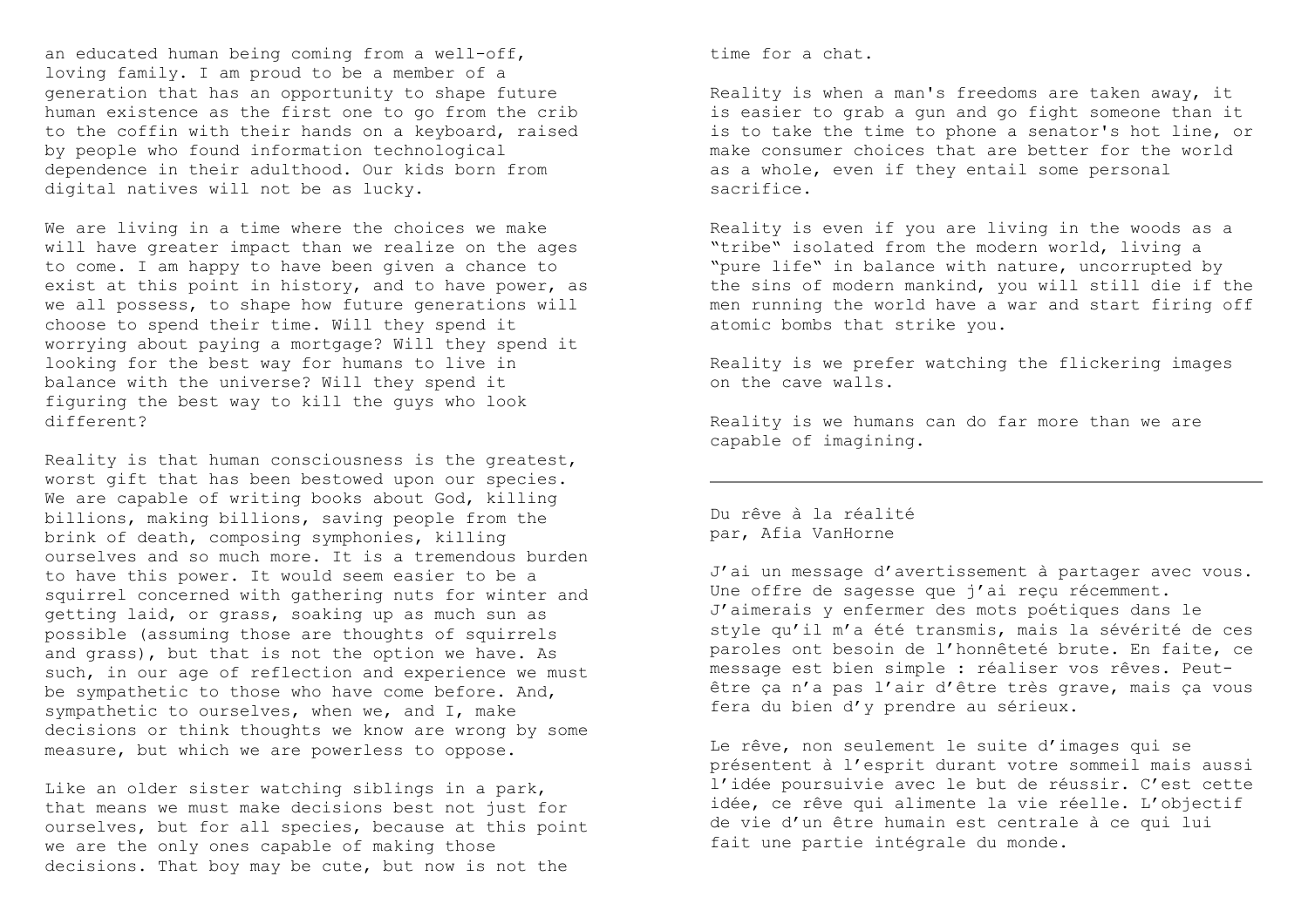an educated human being coming from a well-off, loving family. I am proud to be a member of a generation that has an opportunity to shape future human existence as the first one to go from the crib to the coffin with their hands on a keyboard, raised by people who found information technological dependence in their adulthood. Our kids born from digital natives will not be as lucky.

We are living in a time where the choices we make will have greater impact than we realize on the ages to come. I am happy to have been given a chance to exist at this point in history, and to have power, as we all possess, to shape how future generations will choose to spend their time. Will they spend it worrying about paying a mortgage? Will they spend it looking for the best way for humans to live in balance with the universe? Will they spend it figuring the best way to kill the guys who look different?

Reality is that human consciousness is the greatest, worst gift that has been bestowed upon our species. We are capable of writing books about God, killing billions, making billions, saving people from the brink of death, composing symphonies, killing ourselves and so much more. It is a tremendous burden to have this power. It would seem easier to be a squirrel concerned with gathering nuts for winter and getting laid, or grass, soaking up as much sun as possible (assuming those are thoughts of squirrels and grass), but that is not the option we have. As such, in our age of reflection and experience we must be sympathetic to those who have come before. And, sympathetic to ourselves, when we, and I, make decisions or think thoughts we know are wrong by some measure, but which we are powerless to oppose.

Like an older sister watching siblings in a park, that means we must make decisions best not just for ourselves, but for all species, because at this point we are the only ones capable of making those decisions. That boy may be cute, but now is not the time for a chat.

Reality is when a man's freedoms are taken away, it is easier to grab a gun and go fight someone than it is to take the time to phone a senator's hot line, or make consumer choices that are better for the world as a whole, even if they entail some personal sacrifice.

Reality is even if you are living in the woods as a "tribe" isolated from the modern world, living a "pure life" in balance with nature, uncorrupted by the sins of modern mankind, you will still die if the men running the world have a war and start firing off atomic bombs that strike you.

Reality is we prefer watching the flickering images on the cave walls.

Reality is we humans can do far more than we are capable of imagining.

---

Du rêve à la réalité
par, Afia VanHorne

J'ai un message d'avertissement à partager avec vous. Une offre de sagesse que j'ai reçu récemment. J'aimerais y enfermer des mots poétiques dans le style qu'il m'a été transmis, mais la sévérité de ces paroles ont besoin de l'honnêteté brute. En faite, ce message est bien simple : réaliser vos rêves. Peut-être ça n'a pas l'air d'être très grave, mais ça vous fera du bien d'y prendre au sérieux.

Le rêve, non seulement le suite d'images qui se présentent à l'esprit durant votre sommeil mais aussi l'idée poursuivie avec le but de réussir. C'est cette idée, ce rêve qui alimente la vie réelle. L'objectif de vie d'un être humain est centrale à ce qui lui fait une partie intégrale du monde.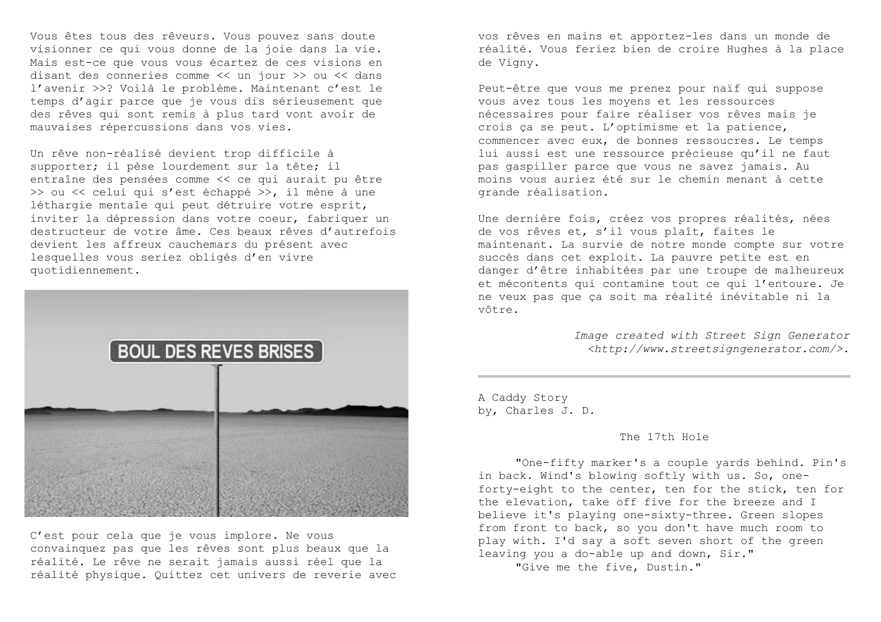Vous êtes tous des rêveurs. Vous pouvez sans doute visionner ce qui vous donne de la joie dans la vie. Mais est-ce que vous vous écartez de ces visions en disant des conneries comme << un jour >> ou << dans l'avenir >>? Voilà le problème. Maintenant c'est le temps d'agir parce que je vous dis sérieusement que des rêves qui sont remis à plus tard vont avoir de mauvaises répercussions dans vos vies.

Un rêve non-réalisé devient trop difficile à supporter; il pèse lourdement sur la tête; il entraîne des pensées comme << ce qui aurait pu être >> ou << celui qui s'est échappé >>, il mène à une léthargie mentale qui peut détruire votre esprit, inviter la dépression dans votre coeur, fabriquer un destructeur de votre âme. Ces beaux rêves d'autrefois devient les affreux cauchemars du présent avec lesquelles vous seriez obligés d'en vivre quotidiennement.

C'est pour cela que je vous implore. Ne vous convainquez pas que les rêves sont plus beaux que la réalité. Le rêve ne serait jamais aussi réel que la réalité physique. Quittez cet univers de reverie avec vos rêves en mains et apportez-les dans un monde de réalité. Vous feriez bien de croire Hughes à la place de Vigny.

Peut-être que vous me prenez pour naïf qui suppose vous avez tous les moyens et les ressources nécessaires pour faire réaliser vos rêves mais je crois ça se peut. L'optimisme et la patience, commencer avec eux, de bonnes ressoucres. Le temps lui aussi est une ressource précieuse qu'il ne faut pas gaspiller parce que vous ne savez jamais. Au moins vous auriez été sur le chemin menant à cette grande réalisation.

Une dernière fois, créez vos propres réalités, nées de vos rêves et, s'il vous plaît, faites le maintenant. La survie de notre monde compte sur votre succès dans cet exploit. La pauvre petite est en danger d'être inhabitées par une troupe de malheureux et mécontents qui contamine tout ce qui l'entoure. Je ne veux pas que ça soit ma réalité inévitable ni la vôtre.

*Image created with Street Sign Generator <http://www.streetsigngenerator.com/>.*

---

A Caddy Story
by, Charles J. D.

### The 17th Hole

"One-fifty marker's a couple yards behind. Pin's in back. Wind's blowing softly with us. So, one-forty-eight to the center, ten for the stick, ten for the elevation, take off five for the breeze and I believe it's playing one-sixty-three. Green slopes from front to back, so you don't have much room to play with. I'd say a soft seven short of the green leaving you a do-able up and down, Sir."

"Give me the five, Dustin."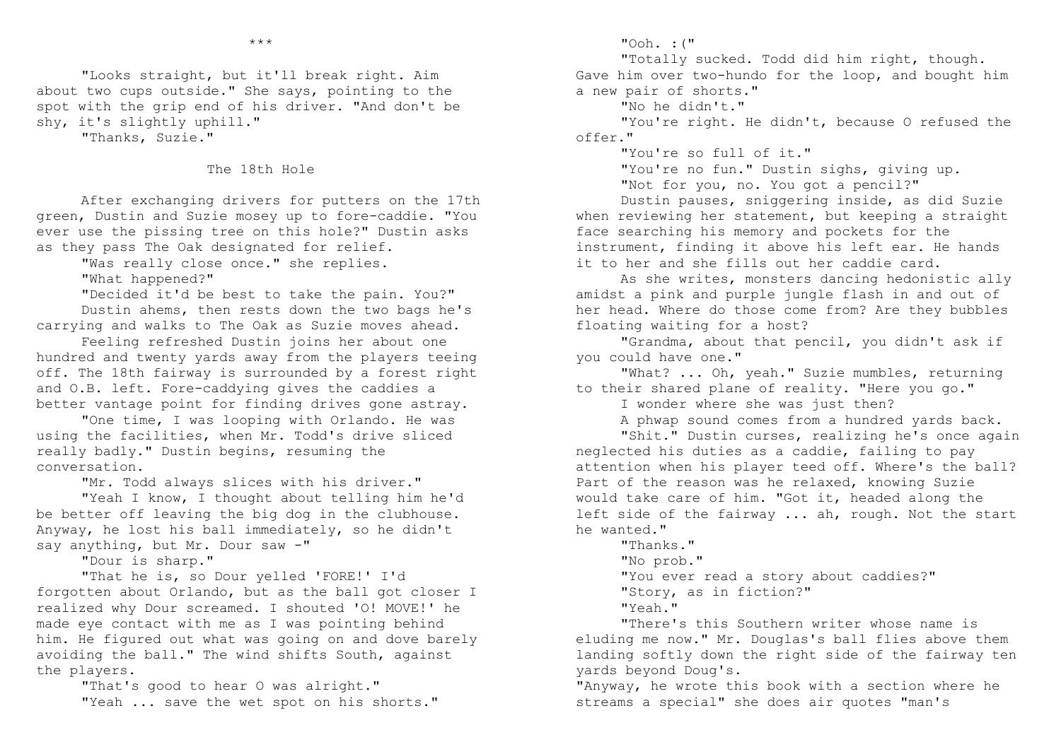\*\*\*

"Looks straight, but it'll break right. Aim about two cups outside." She says, pointing to the spot with the grip end of his driver. "And don't be shy, it's slightly uphill."

"Thanks, Suzie."

## The 18th Hole

After exchanging drivers for putters on the 17th green, Dustin and Suzie mosey up to fore-caddie. "You ever use the pissing tree on this hole?" Dustin asks as they pass The Oak designated for relief.

"Was really close once." she replies.

"What happened?"

"Decided it'd be best to take the pain. You?"

Dustin ahems, then rests down the two bags he's carrying and walks to The Oak as Suzie moves ahead.

Feeling refreshed Dustin joins her about one hundred and twenty yards away from the players teeing off. The 18th fairway is surrounded by a forest right and O.B. left. Fore-caddying gives the caddies a better vantage point for finding drives gone astray.

"One time, I was looping with Orlando. He was using the facilities, when Mr. Todd's drive sliced really badly." Dustin begins, resuming the conversation.

"Mr. Todd always slices with his driver."

"Yeah I know, I thought about telling him he'd be better off leaving the big dog in the clubhouse. Anyway, he lost his ball immediately, so he didn't say anything, but Mr. Dour saw -"

"Dour is sharp."

"That he is, so Dour yelled 'FORE!' I'd forgotten about Orlando, but as the ball got closer I realized why Dour screamed. I shouted 'O! MOVE!' he made eye contact with me as I was pointing behind him. He figured out what was going on and dove barely avoiding the ball." The wind shifts South, against the players.

"That's good to hear O was alright."

"Yeah ... save the wet spot on his shorts."

"Ooh. :("

"Totally sucked. Todd did him right, though. Gave him over two-hundo for the loop, and bought him a new pair of shorts."

"No he didn't."

"You're right. He didn't, because O refused the offer."

"You're so full of it."

"You're no fun." Dustin sighs, giving up.

"Not for you, no. You got a pencil?"

Dustin pauses, sniggering inside, as did Suzie when reviewing her statement, but keeping a straight face searching his memory and pockets for the instrument, finding it above his left ear. He hands it to her and she fills out her caddie card.

As she writes, monsters dancing hedonistic ally amidst a pink and purple jungle flash in and out of her head. Where do those come from? Are they bubbles floating waiting for a host?

"Grandma, about that pencil, you didn't ask if you could have one."

"What? ... Oh, yeah." Suzie mumbles, returning to their shared plane of reality. "Here you go."

I wonder where she was just then?

A phwap sound comes from a hundred yards back.

"Shit." Dustin curses, realizing he's once again neglected his duties as a caddie, failing to pay attention when his player teed off. Where's the ball? Part of the reason was he relaxed, knowing Suzie would take care of him. "Got it, headed along the left side of the fairway ... ah, rough. Not the start he wanted."

"Thanks."

"No prob."

"You ever read a story about caddies?"

"Story, as in fiction?"

"Yeah."

"There's this Southern writer whose name is eluding me now." Mr. Douglas's ball flies above them landing softly down the right side of the fairway ten yards beyond Doug's.

"Anyway, he wrote this book with a section where he streams a special" she does air quotes "man's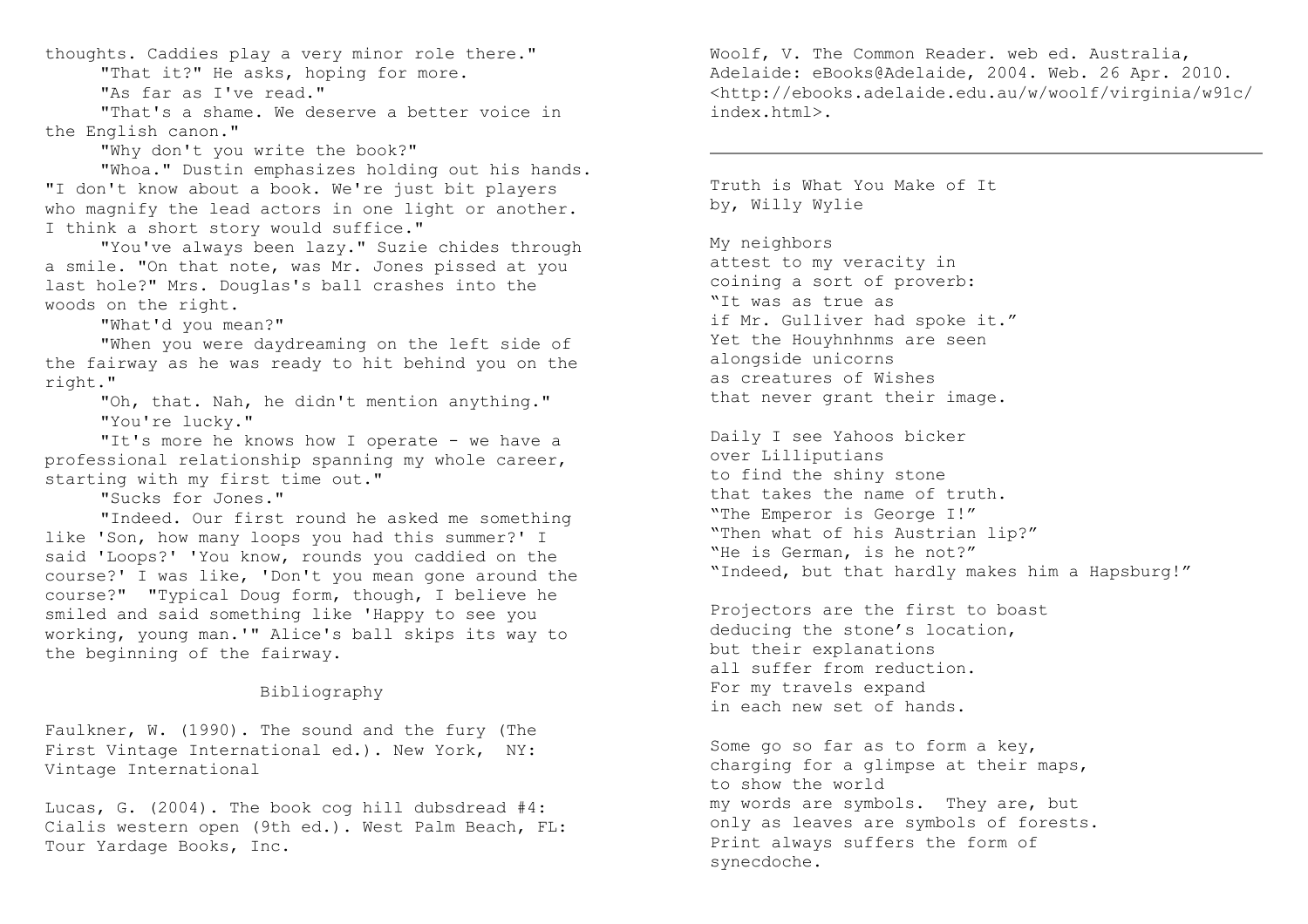thoughts. Caddies play a very minor role there."

"That it?" He asks, hoping for more.

"As far as I've read."

"That's a shame. We deserve a better voice in the English canon."

"Why don't you write the book?"

"Whoa." Dustin emphasizes holding out his hands. "I don't know about a book. We're just bit players who magnify the lead actors in one light or another. I think a short story would suffice."

"You've always been lazy." Suzie chides through a smile. "On that note, was Mr. Jones pissed at you last hole?" Mrs. Douglas's ball crashes into the woods on the right.

"What'd you mean?"

"When you were daydreaming on the left side of the fairway as he was ready to hit behind you on the right."

"Oh, that. Nah, he didn't mention anything."

"You're lucky."

"It's more he knows how I operate - we have a professional relationship spanning my whole career, starting with my first time out."

"Sucks for Jones."

"Indeed. Our first round he asked me something like 'Son, how many loops you had this summer?' I said 'Loops?' 'You know, rounds you caddied on the course?' I was like, 'Don't you mean gone around the course?" "Typical Doug form, though, I believe he smiled and said something like 'Happy to see you working, young man.'" Alice's ball skips its way to the beginning of the fairway.

## Bibliography

Faulkner, W. (1990). The sound and the fury (The First Vintage International ed.). New York, NY: Vintage International

Lucas, G. (2004). The book cog hill dubsdread #4: Cialis western open (9th ed.). West Palm Beach, FL: Tour Yardage Books, Inc.

Woolf, V. The Common Reader. web ed. Australia, Adelaide: eBooks@Adelaide, 2004. Web. 26 Apr. 2010. <http://ebooks.adelaide.edu.au/w/woolf/virginia/w91c/index.html>.

---

Truth is What You Make of It
by, Willy Wylie

My neighbors
attest to my veracity in
coining a sort of proverb:
"It was as true as
if Mr. Gulliver had spoke it."
Yet the Houyhnhnms are seen
alongside unicorns
as creatures of Wishes
that never grant their image.

Daily I see Yahoos bicker
over Lilliputians
to find the shiny stone
that takes the name of truth.
"The Emperor is George I!"
"Then what of his Austrian lip?"
"He is German, is he not?"
"Indeed, but that hardly makes him a Hapsburg!"

Projectors are the first to boast
deducing the stone's location,
but their explanations
all suffer from reduction.
For my travels expand
in each new set of hands.

Some go so far as to form a key,
charging for a glimpse at their maps,
to show the world
my words are symbols. They are, but
only as leaves are symbols of forests.
Print always suffers the form of
synecdoche.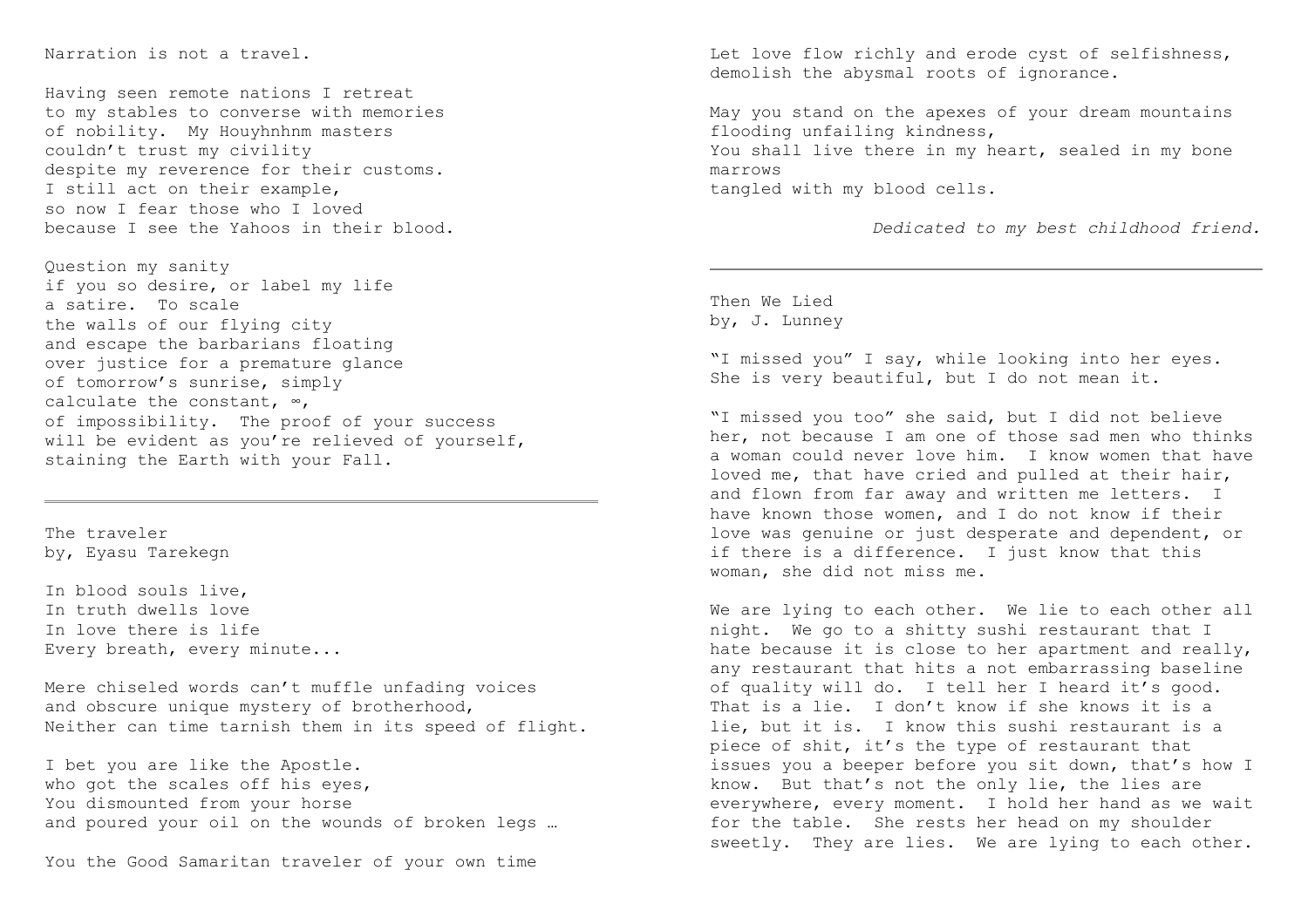Narration is not a travel.

Having seen remote nations I retreat
to my stables to converse with memories
of nobility. My Houyhnhnm masters
couldn't trust my civility
despite my reverence for their customs.
I still act on their example,
so now I fear those who I loved
because I see the Yahoos in their blood.

Question my sanity
if you so desire, or label my life
a satire. To scale
the walls of our flying city
and escape the barbarians floating
over justice for a premature glance
of tomorrow's sunrise, simply
calculate the constant, ∞,
of impossibility. The proof of your success
will be evident as you're relieved of yourself,
staining the Earth with your Fall.

---

The traveler
by, Eyasu Tarekegn

In blood souls live,
In truth dwells love
In love there is life
Every breath, every minute...

Mere chiseled words can't muffle unfading voices
and obscure unique mystery of brotherhood,
Neither can time tarnish them in its speed of flight.

I bet you are like the Apostle.
who got the scales off his eyes,
You dismounted from your horse
and poured your oil on the wounds of broken legs …

You the Good Samaritan traveler of your own time

Let love flow richly and erode cyst of selfishness,
demolish the abysmal roots of ignorance.

May you stand on the apexes of your dream mountains
flooding unfailing kindness,
You shall live there in my heart, sealed in my bone
marrows
tangled with my blood cells.

*Dedicated to my best childhood friend.*

---

Then We Lied
by, J. Lunney

"I missed you" I say, while looking into her eyes. She is very beautiful, but I do not mean it.

"I missed you too" she said, but I did not believe her, not because I am one of those sad men who thinks a woman could never love him. I know women that have loved me, that have cried and pulled at their hair, and flown from far away and written me letters. I have known those women, and I do not know if their love was genuine or just desperate and dependent, or if there is a difference. I just know that this woman, she did not miss me.

We are lying to each other. We lie to each other all night. We go to a shitty sushi restaurant that I hate because it is close to her apartment and really, any restaurant that hits a not embarrassing baseline of quality will do. I tell her I heard it's good. That is a lie. I don't know if she knows it is a lie, but it is. I know this sushi restaurant is a piece of shit, it's the type of restaurant that issues you a beeper before you sit down, that's how I know. But that's not the only lie, the lies are everywhere, every moment. I hold her hand as we wait for the table. She rests her head on my shoulder sweetly. They are lies. We are lying to each other.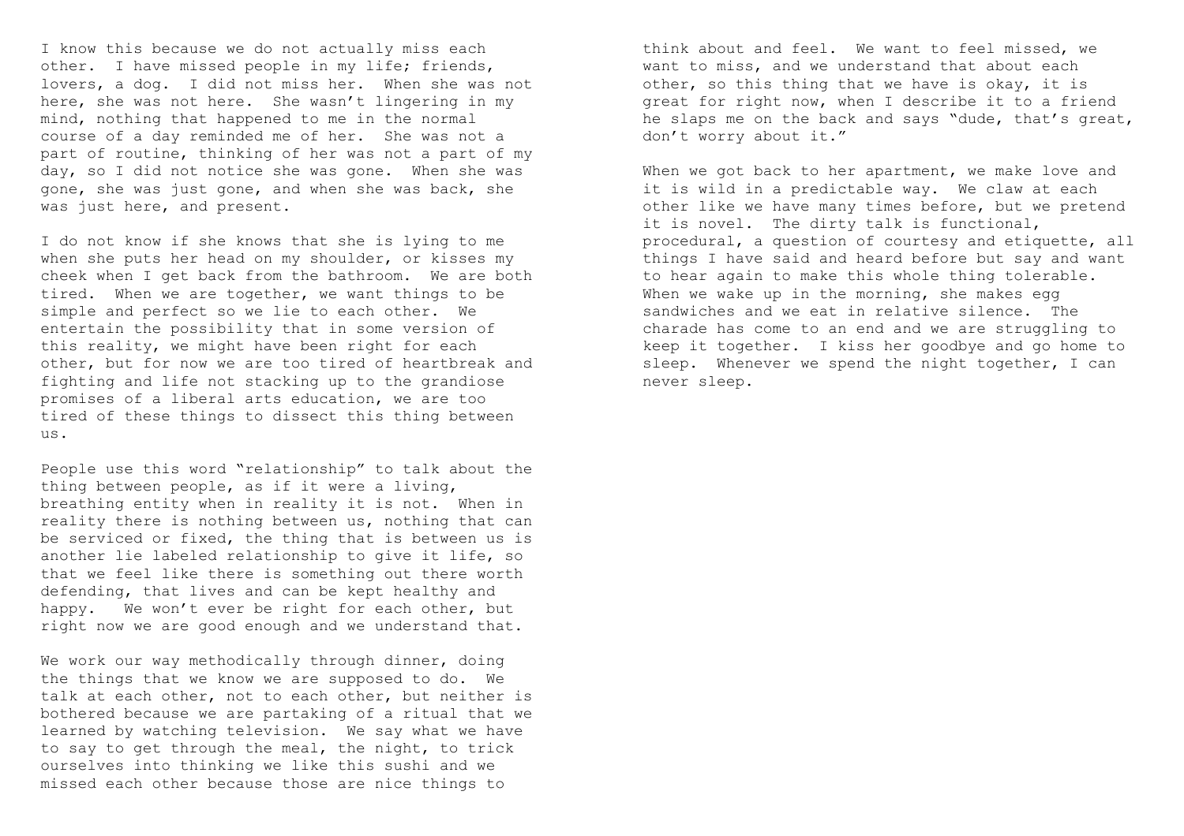I know this because we do not actually miss each other. I have missed people in my life; friends, lovers, a dog. I did not miss her. When she was not here, she was not here. She wasn't lingering in my mind, nothing that happened to me in the normal course of a day reminded me of her. She was not a part of routine, thinking of her was not a part of my day, so I did not notice she was gone. When she was gone, she was just gone, and when she was back, she was just here, and present.

I do not know if she knows that she is lying to me when she puts her head on my shoulder, or kisses my cheek when I get back from the bathroom. We are both tired. When we are together, we want things to be simple and perfect so we lie to each other. We entertain the possibility that in some version of this reality, we might have been right for each other, but for now we are too tired of heartbreak and fighting and life not stacking up to the grandiose promises of a liberal arts education, we are too tired of these things to dissect this thing between us.

People use this word "relationship" to talk about the thing between people, as if it were a living, breathing entity when in reality it is not. When in reality there is nothing between us, nothing that can be serviced or fixed, the thing that is between us is another lie labeled relationship to give it life, so that we feel like there is something out there worth defending, that lives and can be kept healthy and happy. We won't ever be right for each other, but right now we are good enough and we understand that.

We work our way methodically through dinner, doing the things that we know we are supposed to do. We talk at each other, not to each other, but neither is bothered because we are partaking of a ritual that we learned by watching television. We say what we have to say to get through the meal, the night, to trick ourselves into thinking we like this sushi and we missed each other because those are nice things to think about and feel. We want to feel missed, we want to miss, and we understand that about each other, so this thing that we have is okay, it is great for right now, when I describe it to a friend he slaps me on the back and says "dude, that's great, don't worry about it."

When we got back to her apartment, we make love and it is wild in a predictable way. We claw at each other like we have many times before, but we pretend it is novel. The dirty talk is functional, procedural, a question of courtesy and etiquette, all things I have said and heard before but say and want to hear again to make this whole thing tolerable. When we wake up in the morning, she makes egg sandwiches and we eat in relative silence. The charade has come to an end and we are struggling to keep it together. I kiss her goodbye and go home to sleep. Whenever we spend the night together, I can never sleep.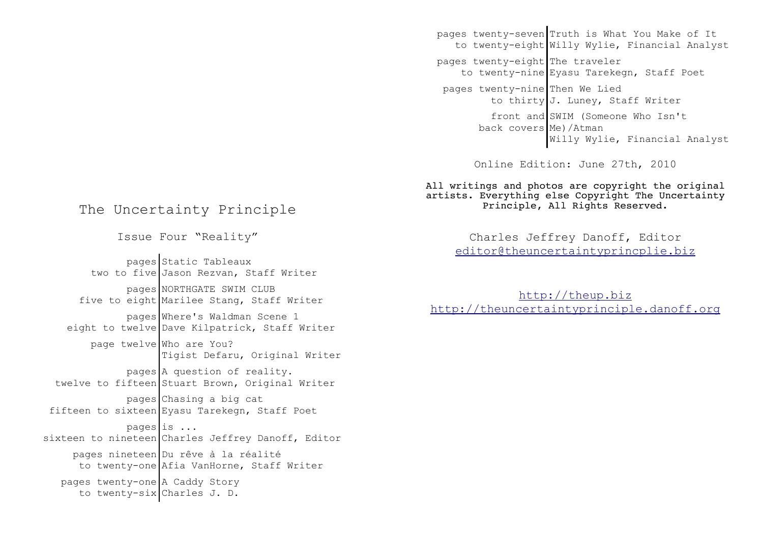# The Uncertainty Principle

## Issue Four "Reality"

| | |
|---|---|
| pages two to five | Static Tableaux<br>Jason Rezvan, Staff Writer |
| pages five to eight | NORTHGATE SWIM CLUB<br>Marilee Stang, Staff Writer |
| pages eight to twelve | Where's Waldman Scene 1<br>Dave Kilpatrick, Staff Writer |
| page twelve | Who are You?<br>Tigist Defaru, Original Writer |
| pages twelve to fifteen | A question of reality.<br>Stuart Brown, Original Writer |
| pages fifteen to sixteen | Chasing a big cat<br>Eyasu Tarekegn, Staff Poet |
| pages sixteen to nineteen | is ...<br>Charles Jeffrey Danoff, Editor |
| pages nineteen to twenty-one | Du rêve à la réalité<br>Afia VanHorne, Staff Writer |
| pages twenty-one to twenty-six | A Caddy Story<br>Charles J. D. |
| pages twenty-seven to twenty-eight | Truth is What You Make of It<br>Willy Wylie, Financial Analyst |
| pages twenty-eight to twenty-nine | The traveler<br>Eyasu Tarekegn, Staff Poet |
| pages twenty-nine to thirty | Then We Lied<br>J. Luney, Staff Writer |
| front and back covers | SWIM (Someone Who Isn't Me)/Atman<br>Willy Wylie, Financial Analyst |

Online Edition: June 27th, 2010

**All writings and photos are copyright the original artists. Everything else Copyright The Uncertainty Principle, All Rights Reserved.**

Charles Jeffrey Danoff, Editor
editor@theuncertaintyprincplie.biz

http://theup.biz
http://theuncertaintyprinciple.danoff.org